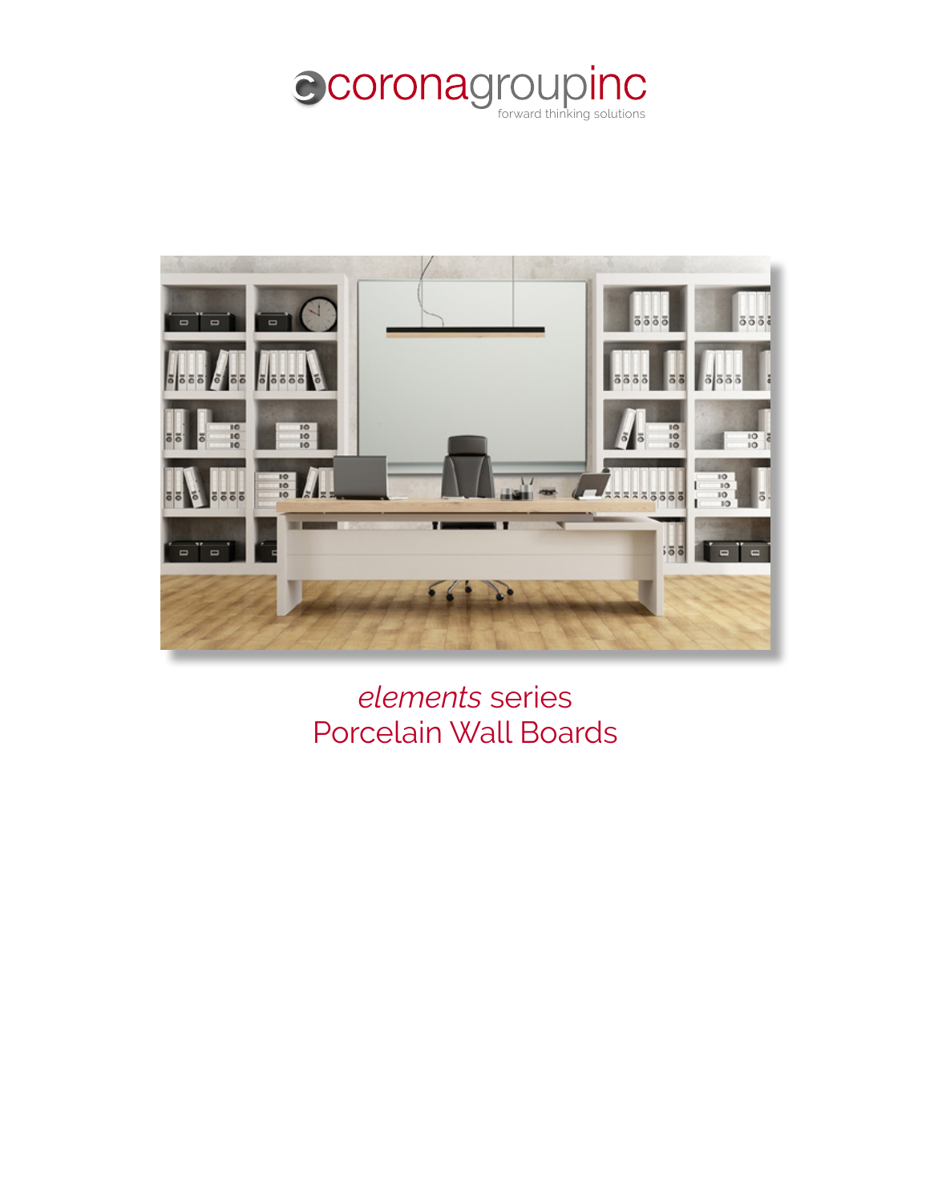coronagroupinc

forward thinking solutions

# *elements* series
# Porcelain Wall Boards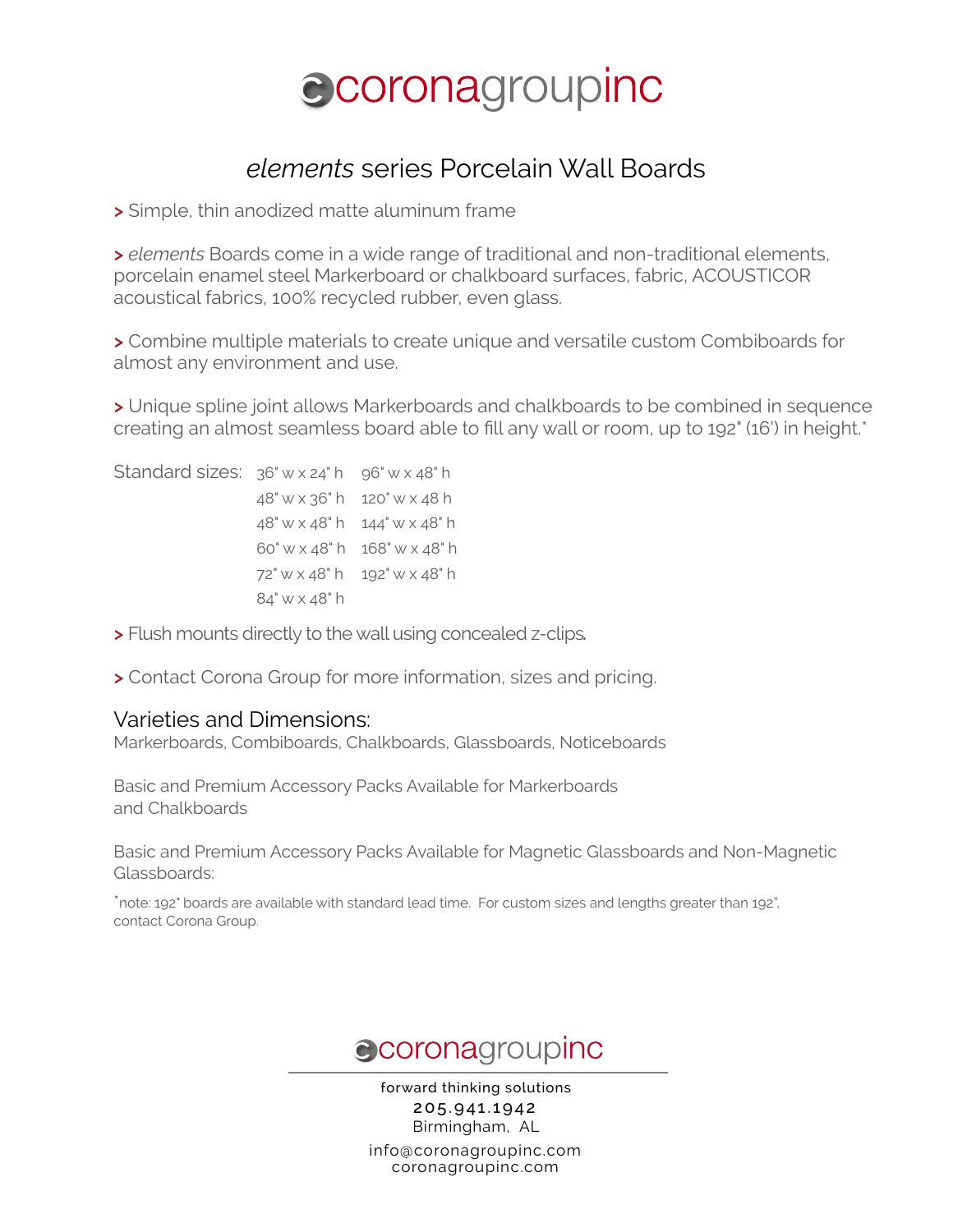coronagroupinc

# *elements* series Porcelain Wall Boards

> Simple, thin anodized matte aluminum frame

> *elements* Boards come in a wide range of traditional and non-traditional elements, porcelain enamel steel Markerboard or chalkboard surfaces, fabric, ACOUSTICOR acoustical fabrics, 100% recycled rubber, even glass.

> Combine multiple materials to create unique and versatile custom Combiboards for almost any environment and use.

> Unique spline joint allows Markerboards and chalkboards to be combined in sequence creating an almost seamless board able to fill any wall or room, up to 192" (16') in height.*

| | | |
|---|---|---|
| Standard sizes: | 36" w x 24" h | 96" w x 48" h |
| | 48" w x 36" h | 120" w x 48 h |
| | 48" w x 48" h | 144" w x 48" h |
| | 60" w x 48" h | 168" w x 48" h |
| | 72" w x 48" h | 192" w x 48" h |
| | 84" w x 48" h | |

> Flush mounts directly to the wall using concealed z-clips.

> Contact Corona Group for more information, sizes and pricing.

## Varieties and Dimensions:

Markerboards, Combiboards, Chalkboards, Glassboards, Noticeboards

Basic and Premium Accessory Packs Available for Markerboards and Chalkboards

Basic and Premium Accessory Packs Available for Magnetic Glassboards and Non-Magnetic Glassboards:

*note: 192" boards are available with standard lead time. For custom sizes and lengths greater than 192", contact Corona Group.

coronagroupinc

forward thinking solutions
205.941.1942
Birmingham, AL
info@coronagroupinc.com
coronagroupinc.com